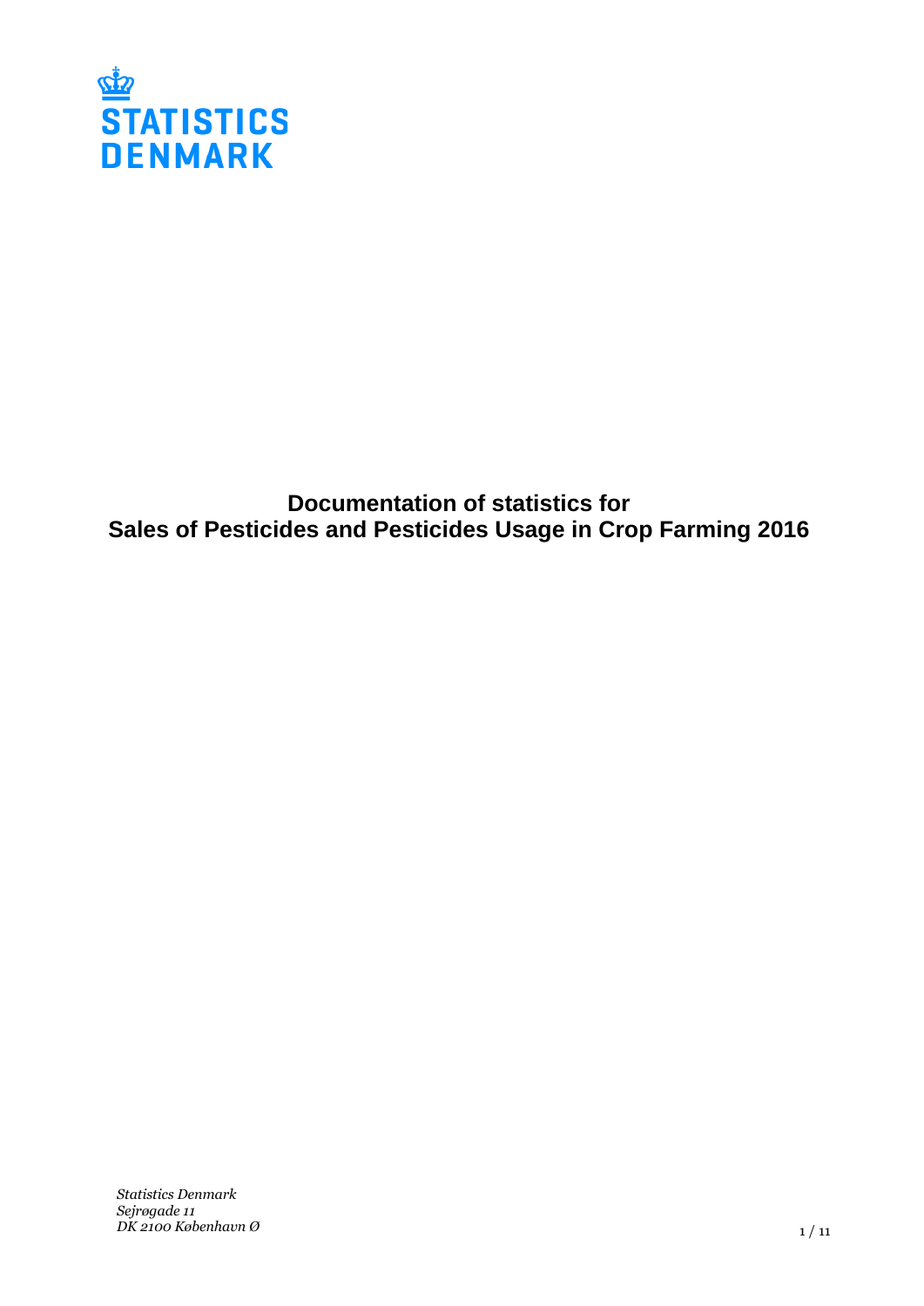STATISTICS
DENMARK

# Documentation of statistics for Sales of Pesticides and Pesticides Usage in Crop Farming 2016

*Statistics Denmark*
*Sejrøgade 11*
*DK 2100 København Ø*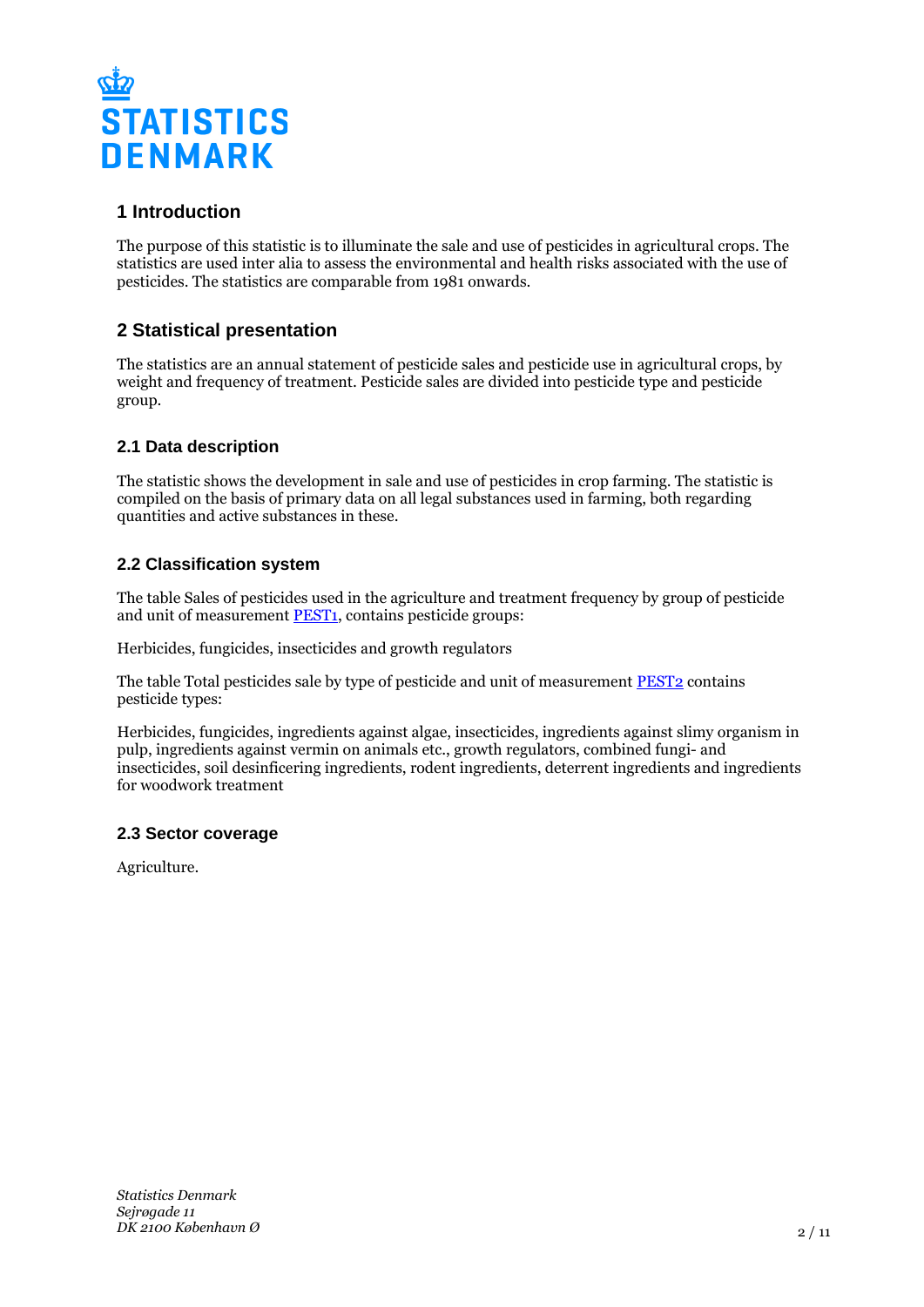## 1 Introduction

The purpose of this statistic is to illuminate the sale and use of pesticides in agricultural crops. The statistics are used inter alia to assess the environmental and health risks associated with the use of pesticides. The statistics are comparable from 1981 onwards.

## 2 Statistical presentation

The statistics are an annual statement of pesticide sales and pesticide use in agricultural crops, by weight and frequency of treatment. Pesticide sales are divided into pesticide type and pesticide group.

### 2.1 Data description

The statistic shows the development in sale and use of pesticides in crop farming. The statistic is compiled on the basis of primary data on all legal substances used in farming, both regarding quantities and active substances in these.

### 2.2 Classification system

The table Sales of pesticides used in the agriculture and treatment frequency by group of pesticide and unit of measurement PEST1, contains pesticide groups:

Herbicides, fungicides, insecticides and growth regulators

The table Total pesticides sale by type of pesticide and unit of measurement PEST2 contains pesticide types:

Herbicides, fungicides, ingredients against algae, insecticides, ingredients against slimy organism in pulp, ingredients against vermin on animals etc., growth regulators, combined fungi- and insecticides, soil desinficering ingredients, rodent ingredients, deterrent ingredients and ingredients for woodwork treatment

### 2.3 Sector coverage

Agriculture.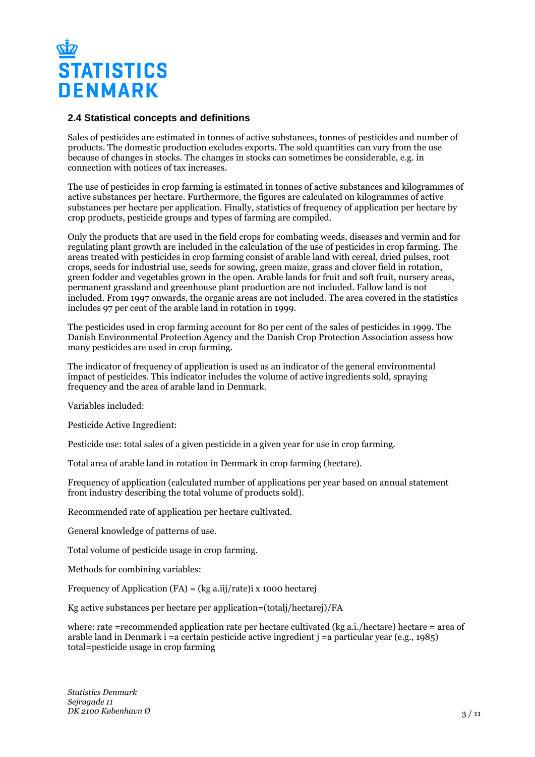## 2.4 Statistical concepts and definitions

Sales of pesticides are estimated in tonnes of active substances, tonnes of pesticides and number of products. The domestic production excludes exports. The sold quantities can vary from the use because of changes in stocks. The changes in stocks can sometimes be considerable, e.g. in connection with notices of tax increases.

The use of pesticides in crop farming is estimated in tonnes of active substances and kilogrammes of active substances per hectare. Furthermore, the figures are calculated on kilogrammes of active substances per hectare per application. Finally, statistics of frequency of application per hectare by crop products, pesticide groups and types of farming are compiled.

Only the products that are used in the field crops for combating weeds, diseases and vermin and for regulating plant growth are included in the calculation of the use of pesticides in crop farming. The areas treated with pesticides in crop farming consist of arable land with cereal, dried pulses, root crops, seeds for industrial use, seeds for sowing, green maize, grass and clover field in rotation, green fodder and vegetables grown in the open. Arable lands for fruit and soft fruit, nursery areas, permanent grassland and greenhouse plant production are not included. Fallow land is not included. From 1997 onwards, the organic areas are not included. The area covered in the statistics includes 97 per cent of the arable land in rotation in 1999.

The pesticides used in crop farming account for 80 per cent of the sales of pesticides in 1999. The Danish Environmental Protection Agency and the Danish Crop Protection Association assess how many pesticides are used in crop farming.

The indicator of frequency of application is used as an indicator of the general environmental impact of pesticides. This indicator includes the volume of active ingredients sold, spraying frequency and the area of arable land in Denmark.

Variables included:

Pesticide Active Ingredient:

Pesticide use: total sales of a given pesticide in a given year for use in crop farming.

Total area of arable land in rotation in Denmark in crop farming (hectare).

Frequency of application (calculated number of applications per year based on annual statement from industry describing the total volume of products sold).

Recommended rate of application per hectare cultivated.

General knowledge of patterns of use.

Total volume of pesticide usage in crop farming.

Methods for combining variables:

Frequency of Application (FA) = $(\text{kg a.i}_{ij}/\text{rate})_i$ x 1000 $\text{hectare}_j$

Kg active substances per hectare per application=$(\text{total}_j/\text{hectare}_j)/\text{FA}$

where: rate =recommended application rate per hectare cultivated (kg a.i./hectare) hectare = area of arable land in Denmark i =a certain pesticide active ingredient j =a particular year (e.g., 1985) total=pesticide usage in crop farming

*Statistics Denmark*
*Sejrøgade 11*
*DK 2100 København Ø*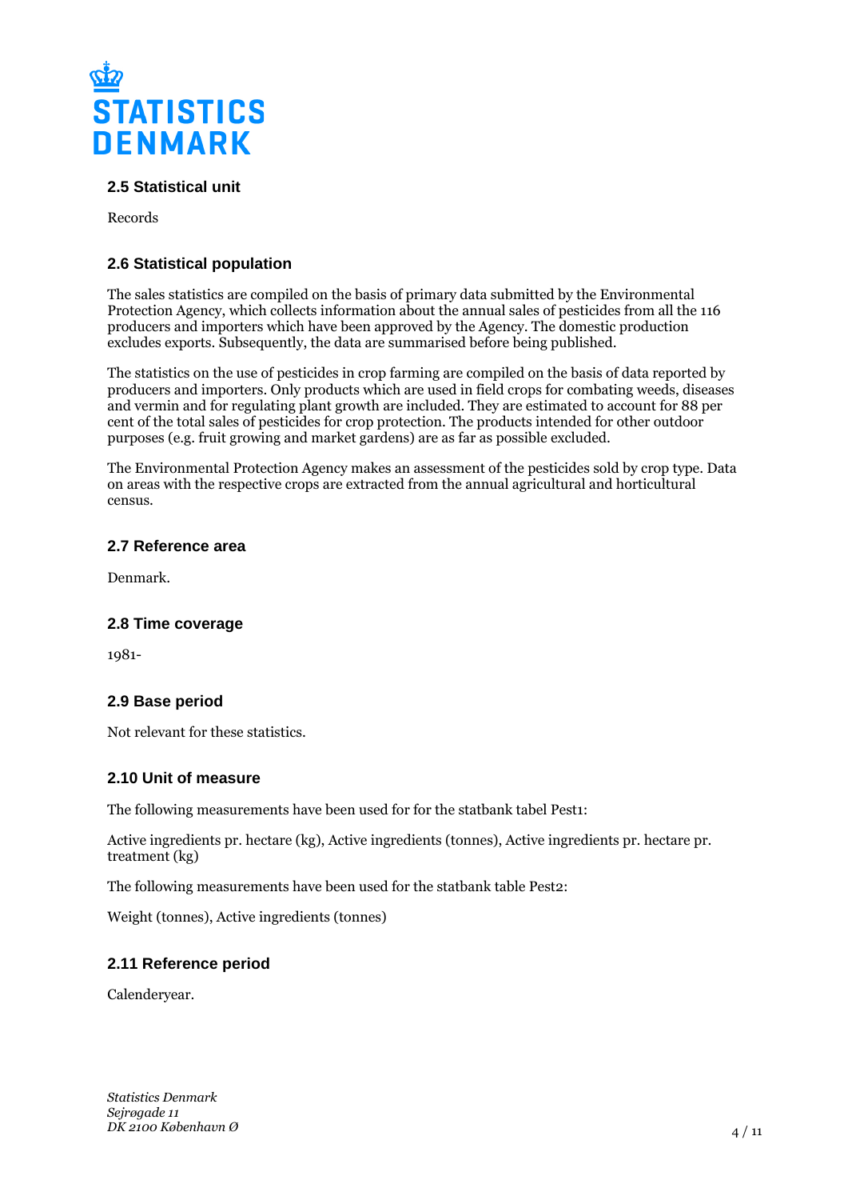## 2.5 Statistical unit

Records

## 2.6 Statistical population

The sales statistics are compiled on the basis of primary data submitted by the Environmental Protection Agency, which collects information about the annual sales of pesticides from all the 116 producers and importers which have been approved by the Agency. The domestic production excludes exports. Subsequently, the data are summarised before being published.

The statistics on the use of pesticides in crop farming are compiled on the basis of data reported by producers and importers. Only products which are used in field crops for combating weeds, diseases and vermin and for regulating plant growth are included. They are estimated to account for 88 per cent of the total sales of pesticides for crop protection. The products intended for other outdoor purposes (e.g. fruit growing and market gardens) are as far as possible excluded.

The Environmental Protection Agency makes an assessment of the pesticides sold by crop type. Data on areas with the respective crops are extracted from the annual agricultural and horticultural census.

## 2.7 Reference area

Denmark.

## 2.8 Time coverage

1981-

## 2.9 Base period

Not relevant for these statistics.

## 2.10 Unit of measure

The following measurements have been used for for the statbank tabel Pest1:

Active ingredients pr. hectare (kg), Active ingredients (tonnes), Active ingredients pr. hectare pr. treatment (kg)

The following measurements have been used for the statbank table Pest2:

Weight (tonnes), Active ingredients (tonnes)

## 2.11 Reference period

Calenderyear.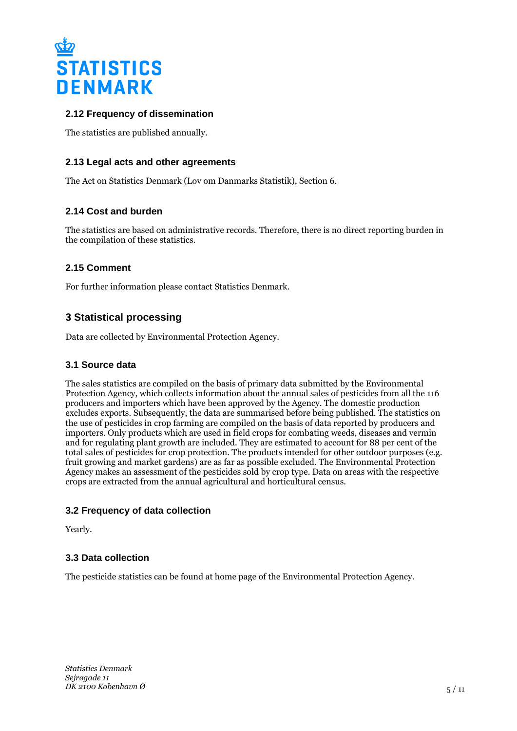### 2.12 Frequency of dissemination

The statistics are published annually.

### 2.13 Legal acts and other agreements

The Act on Statistics Denmark (Lov om Danmarks Statistik), Section 6.

### 2.14 Cost and burden

The statistics are based on administrative records. Therefore, there is no direct reporting burden in the compilation of these statistics.

### 2.15 Comment

For further information please contact Statistics Denmark.

## 3 Statistical processing

Data are collected by Environmental Protection Agency.

### 3.1 Source data

The sales statistics are compiled on the basis of primary data submitted by the Environmental Protection Agency, which collects information about the annual sales of pesticides from all the 116 producers and importers which have been approved by the Agency. The domestic production excludes exports. Subsequently, the data are summarised before being published. The statistics on the use of pesticides in crop farming are compiled on the basis of data reported by producers and importers. Only products which are used in field crops for combating weeds, diseases and vermin and for regulating plant growth are included. They are estimated to account for 88 per cent of the total sales of pesticides for crop protection. The products intended for other outdoor purposes (e.g. fruit growing and market gardens) are as far as possible excluded. The Environmental Protection Agency makes an assessment of the pesticides sold by crop type. Data on areas with the respective crops are extracted from the annual agricultural and horticultural census.

### 3.2 Frequency of data collection

Yearly.

### 3.3 Data collection

The pesticide statistics can be found at home page of the Environmental Protection Agency.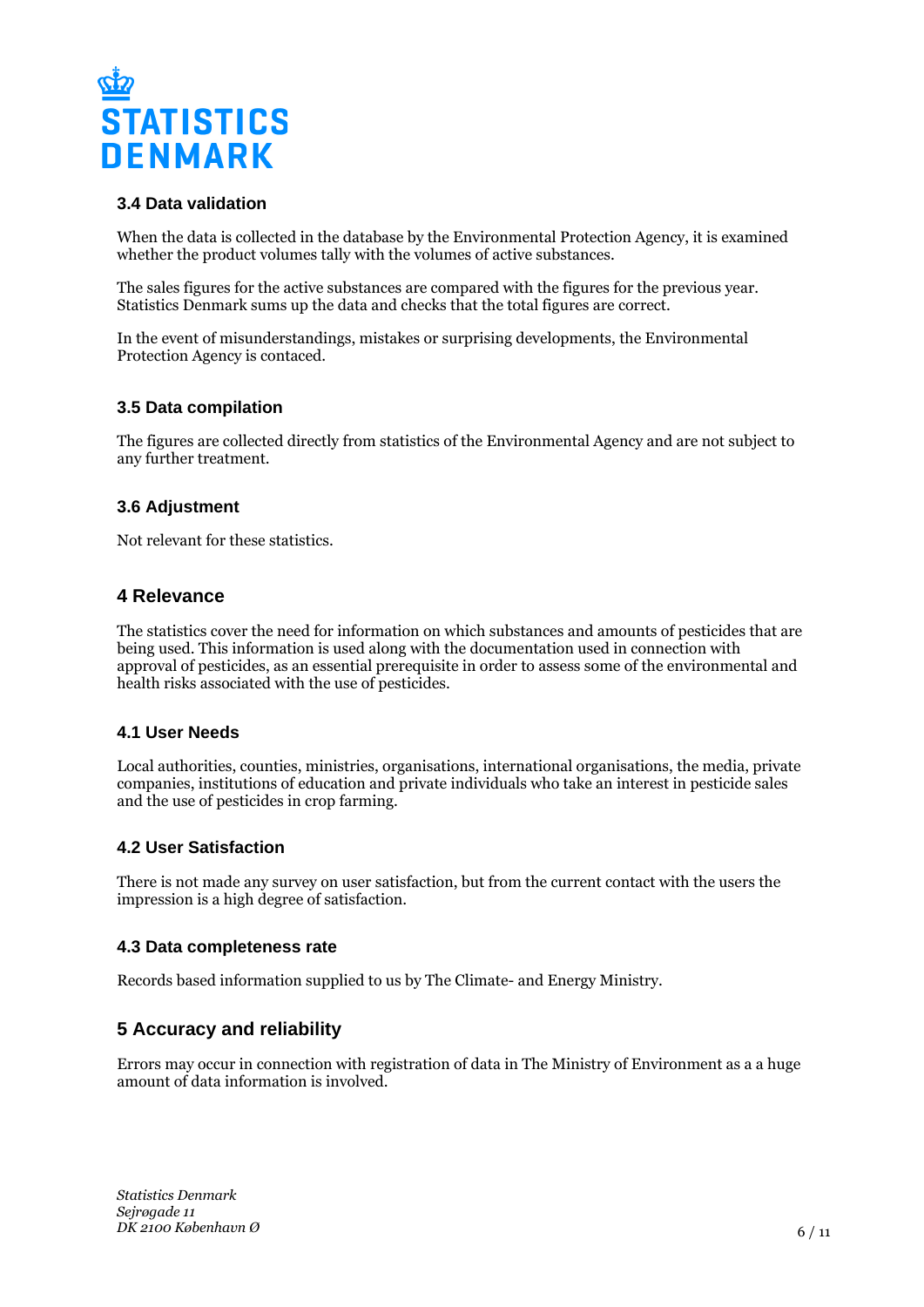### 3.4 Data validation

When the data is collected in the database by the Environmental Protection Agency, it is examined whether the product volumes tally with the volumes of active substances.

The sales figures for the active substances are compared with the figures for the previous year. Statistics Denmark sums up the data and checks that the total figures are correct.

In the event of misunderstandings, mistakes or surprising developments, the Environmental Protection Agency is contaced.

### 3.5 Data compilation

The figures are collected directly from statistics of the Environmental Agency and are not subject to any further treatment.

### 3.6 Adjustment

Not relevant for these statistics.

## 4 Relevance

The statistics cover the need for information on which substances and amounts of pesticides that are being used. This information is used along with the documentation used in connection with approval of pesticides, as an essential prerequisite in order to assess some of the environmental and health risks associated with the use of pesticides.

### 4.1 User Needs

Local authorities, counties, ministries, organisations, international organisations, the media, private companies, institutions of education and private individuals who take an interest in pesticide sales and the use of pesticides in crop farming.

### 4.2 User Satisfaction

There is not made any survey on user satisfaction, but from the current contact with the users the impression is a high degree of satisfaction.

### 4.3 Data completeness rate

Records based information supplied to us by The Climate- and Energy Ministry.

## 5 Accuracy and reliability

Errors may occur in connection with registration of data in The Ministry of Environment as a a huge amount of data information is involved.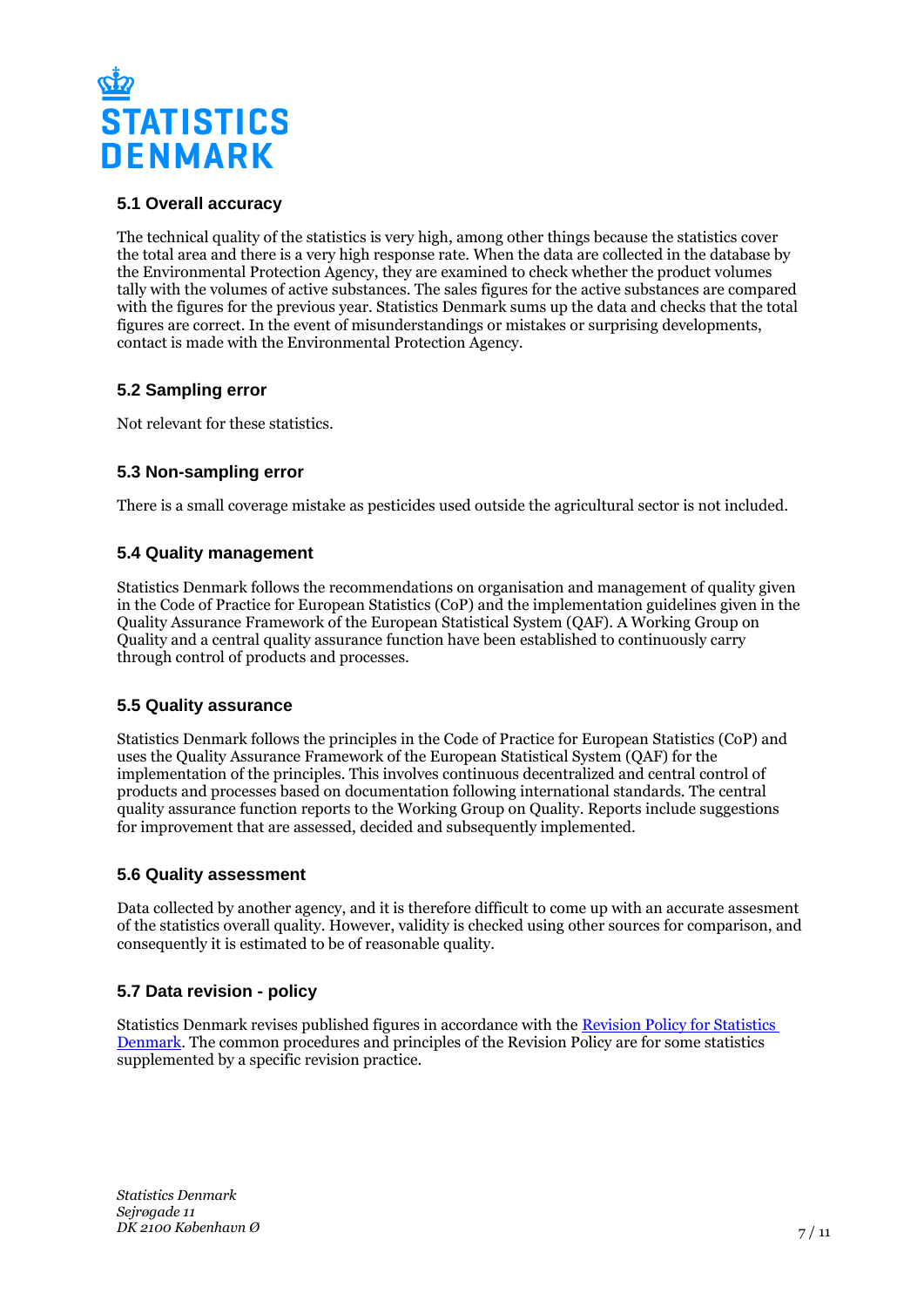### 5.1 Overall accuracy

The technical quality of the statistics is very high, among other things because the statistics cover the total area and there is a very high response rate. When the data are collected in the database by the Environmental Protection Agency, they are examined to check whether the product volumes tally with the volumes of active substances. The sales figures for the active substances are compared with the figures for the previous year. Statistics Denmark sums up the data and checks that the total figures are correct. In the event of misunderstandings or mistakes or surprising developments, contact is made with the Environmental Protection Agency.

### 5.2 Sampling error

Not relevant for these statistics.

### 5.3 Non-sampling error

There is a small coverage mistake as pesticides used outside the agricultural sector is not included.

### 5.4 Quality management

Statistics Denmark follows the recommendations on organisation and management of quality given in the Code of Practice for European Statistics (CoP) and the implementation guidelines given in the Quality Assurance Framework of the European Statistical System (QAF). A Working Group on Quality and a central quality assurance function have been established to continuously carry through control of products and processes.

### 5.5 Quality assurance

Statistics Denmark follows the principles in the Code of Practice for European Statistics (CoP) and uses the Quality Assurance Framework of the European Statistical System (QAF) for the implementation of the principles. This involves continuous decentralized and central control of products and processes based on documentation following international standards. The central quality assurance function reports to the Working Group on Quality. Reports include suggestions for improvement that are assessed, decided and subsequently implemented.

### 5.6 Quality assessment

Data collected by another agency, and it is therefore difficult to come up with an accurate assesment of the statistics overall quality. However, validity is checked using other sources for comparison, and consequently it is estimated to be of reasonable quality.

### 5.7 Data revision - policy

Statistics Denmark revises published figures in accordance with the Revision Policy for Statistics Denmark. The common procedures and principles of the Revision Policy are for some statistics supplemented by a specific revision practice.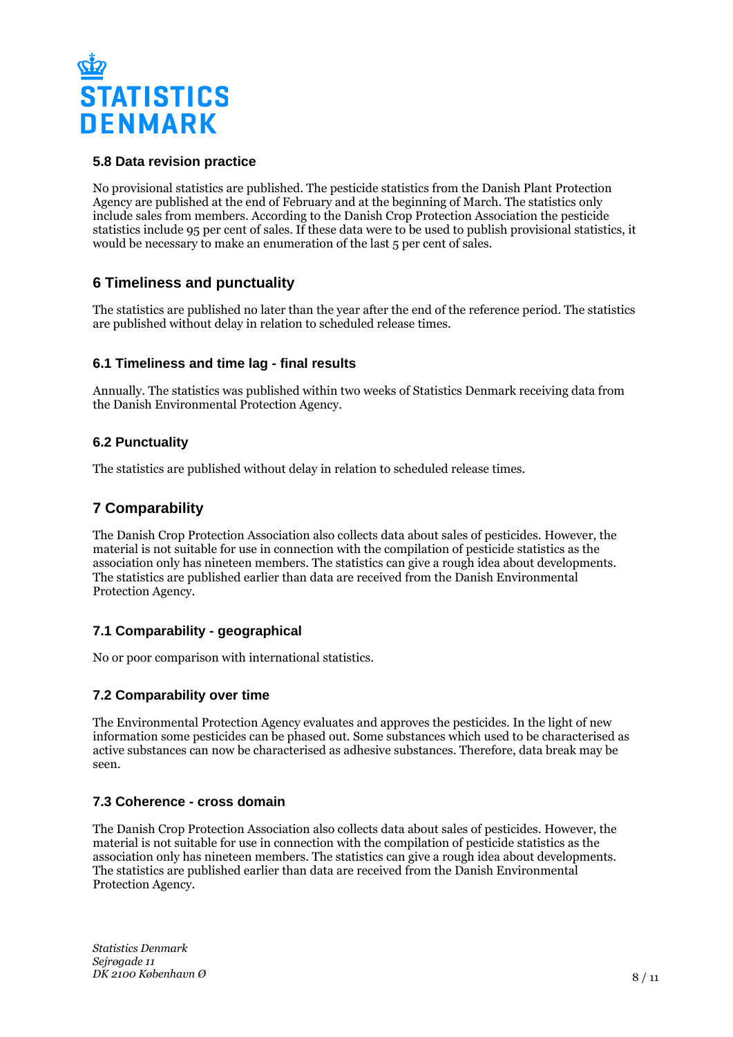### 5.8 Data revision practice

No provisional statistics are published. The pesticide statistics from the Danish Plant Protection Agency are published at the end of February and at the beginning of March. The statistics only include sales from members. According to the Danish Crop Protection Association the pesticide statistics include 95 per cent of sales. If these data were to be used to publish provisional statistics, it would be necessary to make an enumeration of the last 5 per cent of sales.

## 6 Timeliness and punctuality

The statistics are published no later than the year after the end of the reference period. The statistics are published without delay in relation to scheduled release times.

### 6.1 Timeliness and time lag - final results

Annually. The statistics was published within two weeks of Statistics Denmark receiving data from the Danish Environmental Protection Agency.

### 6.2 Punctuality

The statistics are published without delay in relation to scheduled release times.

## 7 Comparability

The Danish Crop Protection Association also collects data about sales of pesticides. However, the material is not suitable for use in connection with the compilation of pesticide statistics as the association only has nineteen members. The statistics can give a rough idea about developments. The statistics are published earlier than data are received from the Danish Environmental Protection Agency.

### 7.1 Comparability - geographical

No or poor comparison with international statistics.

### 7.2 Comparability over time

The Environmental Protection Agency evaluates and approves the pesticides. In the light of new information some pesticides can be phased out. Some substances which used to be characterised as active substances can now be characterised as adhesive substances. Therefore, data break may be seen.

### 7.3 Coherence - cross domain

The Danish Crop Protection Association also collects data about sales of pesticides. However, the material is not suitable for use in connection with the compilation of pesticide statistics as the association only has nineteen members. The statistics can give a rough idea about developments. The statistics are published earlier than data are received from the Danish Environmental Protection Agency.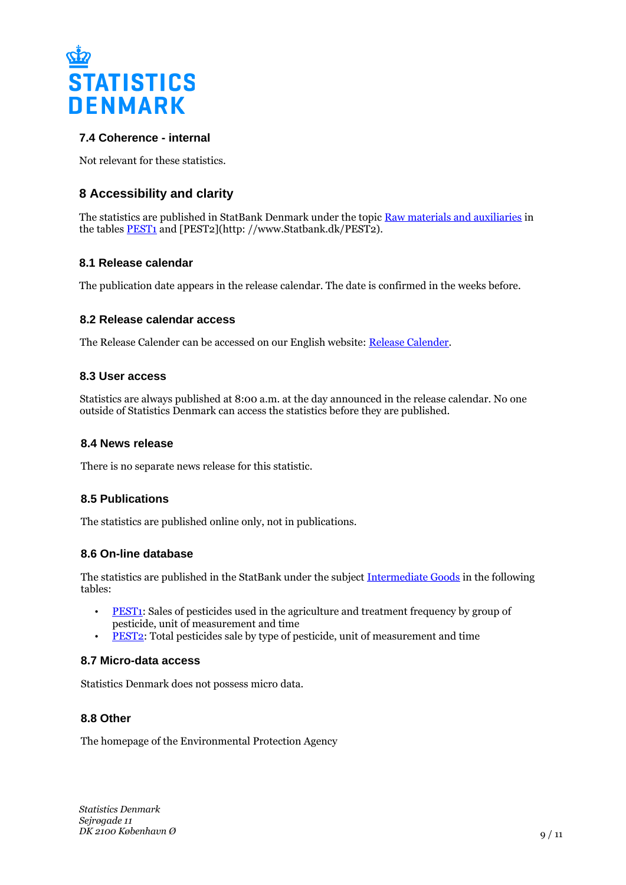### 7.4 Coherence - internal

Not relevant for these statistics.

## 8 Accessibility and clarity

The statistics are published in StatBank Denmark under the topic Raw materials and auxiliaries in the tables PEST1 and [PEST2](http: //www.Statbank.dk/PEST2).

### 8.1 Release calendar

The publication date appears in the release calendar. The date is confirmed in the weeks before.

### 8.2 Release calendar access

The Release Calender can be accessed on our English website: Release Calender.

### 8.3 User access

Statistics are always published at 8:00 a.m. at the day announced in the release calendar. No one outside of Statistics Denmark can access the statistics before they are published.

### 8.4 News release

There is no separate news release for this statistic.

### 8.5 Publications

The statistics are published online only, not in publications.

### 8.6 On-line database

The statistics are published in the StatBank under the subject Intermediate Goods in the following tables:

- PEST1: Sales of pesticides used in the agriculture and treatment frequency by group of pesticide, unit of measurement and time
- PEST2: Total pesticides sale by type of pesticide, unit of measurement and time

### 8.7 Micro-data access

Statistics Denmark does not possess micro data.

### 8.8 Other

The homepage of the Environmental Protection Agency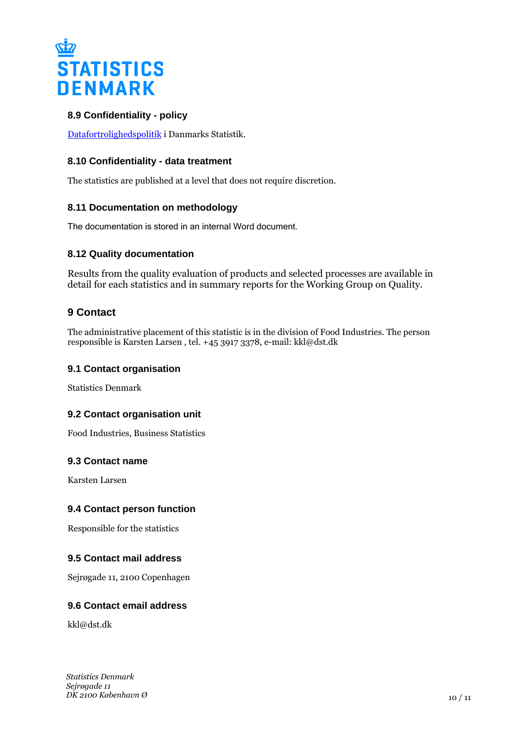### 8.9 Confidentiality - policy

Datafortrolighedspolitik i Danmarks Statistik.

### 8.10 Confidentiality - data treatment

The statistics are published at a level that does not require discretion.

### 8.11 Documentation on methodology

The documentation is stored in an internal Word document.

### 8.12 Quality documentation

Results from the quality evaluation of products and selected processes are available in detail for each statistics and in summary reports for the Working Group on Quality.

## 9 Contact

The administrative placement of this statistic is in the division of Food Industries. The person responsible is Karsten Larsen , tel. +45 3917 3378, e-mail: kkl@dst.dk

### 9.1 Contact organisation

Statistics Denmark

### 9.2 Contact organisation unit

Food Industries, Business Statistics

### 9.3 Contact name

Karsten Larsen

### 9.4 Contact person function

Responsible for the statistics

### 9.5 Contact mail address

Sejrøgade 11, 2100 Copenhagen

### 9.6 Contact email address

kkl@dst.dk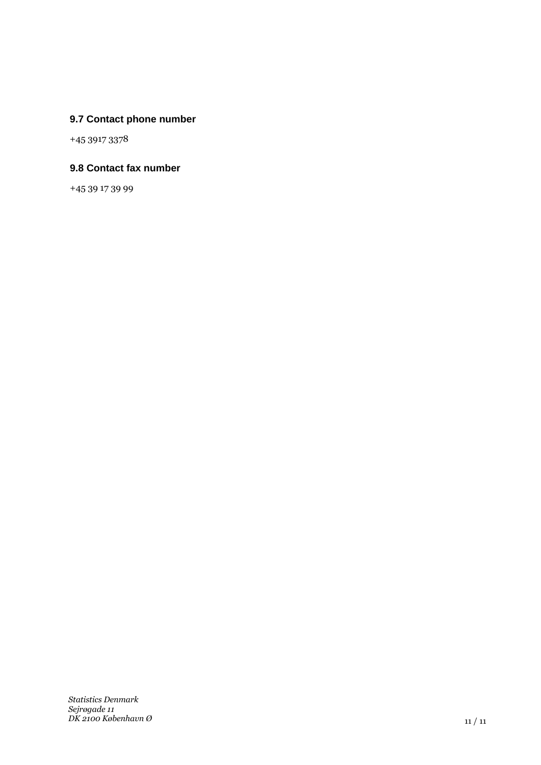### 9.7 Contact phone number

+45 3917 3378

### 9.8 Contact fax number

+45 39 17 39 99

*Statistics Denmark*
*Sejrøgade 11*
*DK 2100 København Ø*